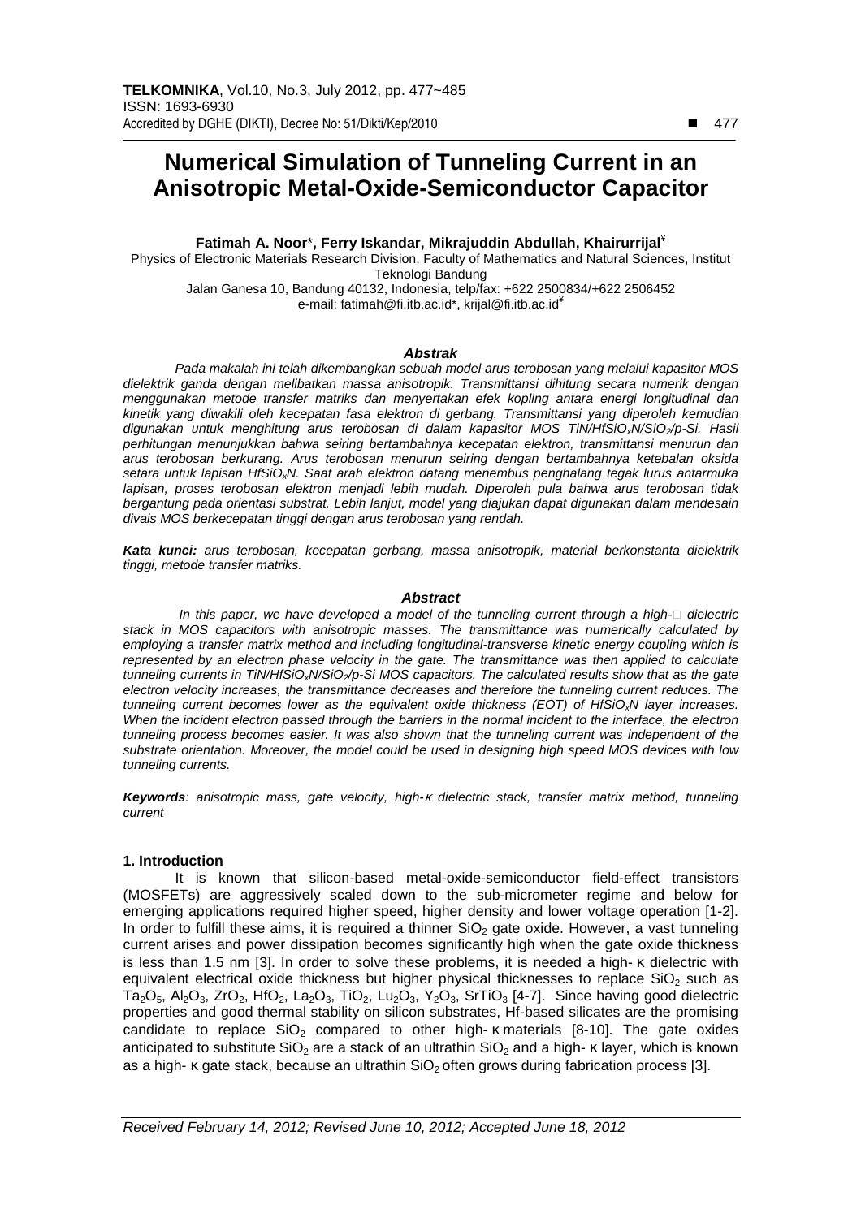# Numerical Simulation of Tunneling Current in an Anisotropic Metal-Oxide-Semiconductor Capacitor

**Fatimah A. Noor*, Ferry Iskandar, Mikrajuddin Abdullah, Khairurrijal[¥]**

Physics of Electronic Materials Research Division, Faculty of Mathematics and Natural Sciences, Institut Teknologi Bandung

Jalan Ganesa 10, Bandung 40132, Indonesia, telp/fax: +622 2500834/+622 2506452

e-mail: fatimah@fi.itb.ac.id*, krijal@fi.itb.ac.id[¥]

### *Abstrak*

*Pada makalah ini telah dikembangkan sebuah model arus terobosan yang melalui kapasitor MOS dielektrik ganda dengan melibatkan massa anisotropik. Transmittansi dihitung secara numerik dengan menggunakan metode transfer matriks dan menyertakan efek kopling antara energi longitudinal dan kinetik yang diwakili oleh kecepatan fasa elektron di gerbang. Transmittansi yang diperoleh kemudian digunakan untuk menghitung arus terobosan di dalam kapasitor MOS TiN/HfSiO$_x$N/SiO$_2$/p-Si. Hasil perhitungan menunjukkan bahwa seiring bertambahnya kecepatan elektron, transmittansi menurun dan arus terobosan berkurang. Arus terobosan menurun seiring dengan bertambahnya ketebalan oksida setara untuk lapisan HfSiO$_x$N. Saat arah elektron datang menembus penghalang tegak lurus antarmuka lapisan, proses terobosan elektron menjadi lebih mudah. Diperoleh pula bahwa arus terobosan tidak bergantung pada orientasi substrat. Lebih lanjut, model yang diajukan dapat digunakan dalam mendesain divais MOS berkecepatan tinggi dengan arus terobosan yang rendah.*

***Kata kunci:*** *arus terobosan, kecepatan gerbang, massa anisotropik, material berkonstanta dielektrik tinggi, metode transfer matriks.*

### *Abstract*

*In this paper, we have developed a model of the tunneling current through a high-κ dielectric stack in MOS capacitors with anisotropic masses. The transmittance was numerically calculated by employing a transfer matrix method and including longitudinal-transverse kinetic energy coupling which is represented by an electron phase velocity in the gate. The transmittance was then applied to calculate tunneling currents in TiN/HfSiO$_x$N/SiO$_2$/p-Si MOS capacitors. The calculated results show that as the gate electron velocity increases, the transmittance decreases and therefore the tunneling current reduces. The tunneling current becomes lower as the equivalent oxide thickness (EOT) of HfSiO$_x$N layer increases. When the incident electron passed through the barriers in the normal incident to the interface, the electron tunneling process becomes easier. It was also shown that the tunneling current was independent of the substrate orientation. Moreover, the model could be used in designing high speed MOS devices with low tunneling currents.*

***Keywords****: anisotropic mass, gate velocity, high-κ dielectric stack, transfer matrix method, tunneling current*

## 1. Introduction

It is known that silicon-based metal-oxide-semiconductor field-effect transistors (MOSFETs) are aggressively scaled down to the sub-micrometer regime and below for emerging applications required higher speed, higher density and lower voltage operation [1-2]. In order to fulfill these aims, it is required a thinner $SiO_2$ gate oxide. However, a vast tunneling current arises and power dissipation becomes significantly high when the gate oxide thickness is less than 1.5 nm [3]. In order to solve these problems, it is needed a high- κ dielectric with equivalent electrical oxide thickness but higher physical thicknesses to replace $SiO_2$ such as $Ta_2O_5$, $Al_2O_3$, $ZrO_2$, $HfO_2$, $La_2O_3$, $TiO_2$, $Lu_2O_3$, $Y_2O_3$, $SrTiO_3$ [4-7]. Since having good dielectric properties and good thermal stability on silicon substrates, Hf-based silicates are the promising candidate to replace $SiO_2$ compared to other high- κ materials [8-10]. The gate oxides anticipated to substitute $SiO_2$ are a stack of an ultrathin $SiO_2$ and a high- κ layer, which is known as a high- κ gate stack, because an ultrathin $SiO_2$ often grows during fabrication process [3].

*Received February 14, 2012; Revised June 10, 2012; Accepted June 18, 2012*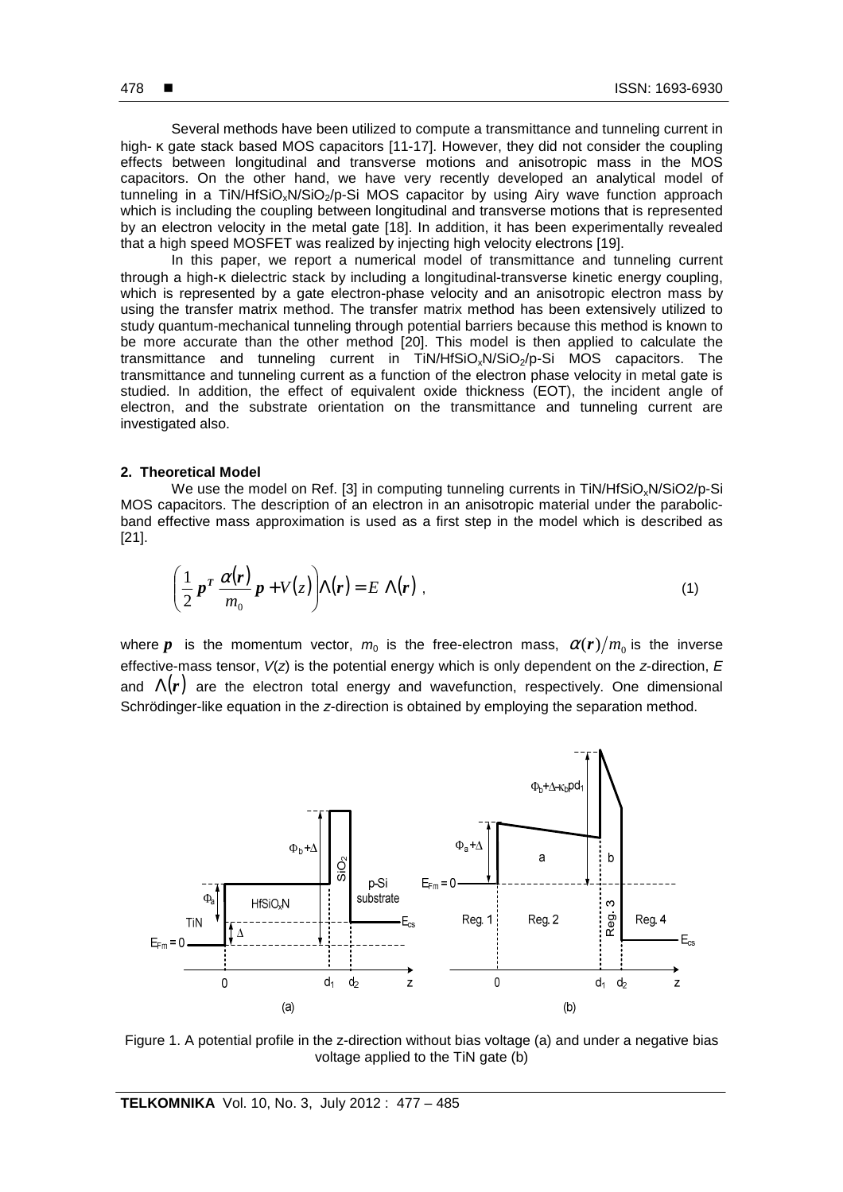Several methods have been utilized to compute a transmittance and tunneling current in high- κ gate stack based MOS capacitors [11-17]. However, they did not consider the coupling effects between longitudinal and transverse motions and anisotropic mass in the MOS capacitors. On the other hand, we have very recently developed an analytical model of tunneling in a TiN/$HfSiO_xN$/$SiO_2$/p-Si MOS capacitor by using Airy wave function approach which is including the coupling between longitudinal and transverse motions that is represented by an electron velocity in the metal gate [18]. In addition, it has been experimentally revealed that a high speed MOSFET was realized by injecting high velocity electrons [19].

In this paper, we report a numerical model of transmittance and tunneling current through a high-κ dielectric stack by including a longitudinal-transverse kinetic energy coupling, which is represented by a gate electron-phase velocity and an anisotropic electron mass by using the transfer matrix method. The transfer matrix method has been extensively utilized to study quantum-mechanical tunneling through potential barriers because this method is known to be more accurate than the other method [20]. This model is then applied to calculate the transmittance and tunneling current in TiN/$HfSiO_xN$/$SiO_2$/p-Si MOS capacitors. The transmittance and tunneling current as a function of the electron phase velocity in metal gate is studied. In addition, the effect of equivalent oxide thickness (EOT), the incident angle of electron, and the substrate orientation on the transmittance and tunneling current are investigated also.

## 2. Theoretical Model

We use the model on Ref. [3] in computing tunneling currents in TiN/$HfSiO_xN$/SiO2/p-Si MOS capacitors. The description of an electron in an anisotropic material under the parabolic-band effective mass approximation is used as a first step in the model which is described as [21].

$$\left( \frac{1}{2} \boldsymbol{p}^T \frac{\alpha(\boldsymbol{r})}{m_0} \boldsymbol{p} + V(z) \right) \Lambda(\boldsymbol{r}) = E \, \Lambda(\boldsymbol{r}) \, , \tag{1}$$

where $\boldsymbol{p}$ is the momentum vector, $m_0$ is the free-electron mass, $\alpha(\boldsymbol{r})/m_0$ is the inverse effective-mass tensor, $V(z)$ is the potential energy which is only dependent on the $z$-direction, $E$ and $\Lambda(\boldsymbol{r})$ are the electron total energy and wavefunction, respectively. One dimensional Schrödinger-like equation in the $z$-direction is obtained by employing the separation method.

Figure 1. A potential profile in the z-direction without bias voltage (a) and under a negative bias voltage applied to the TiN gate (b)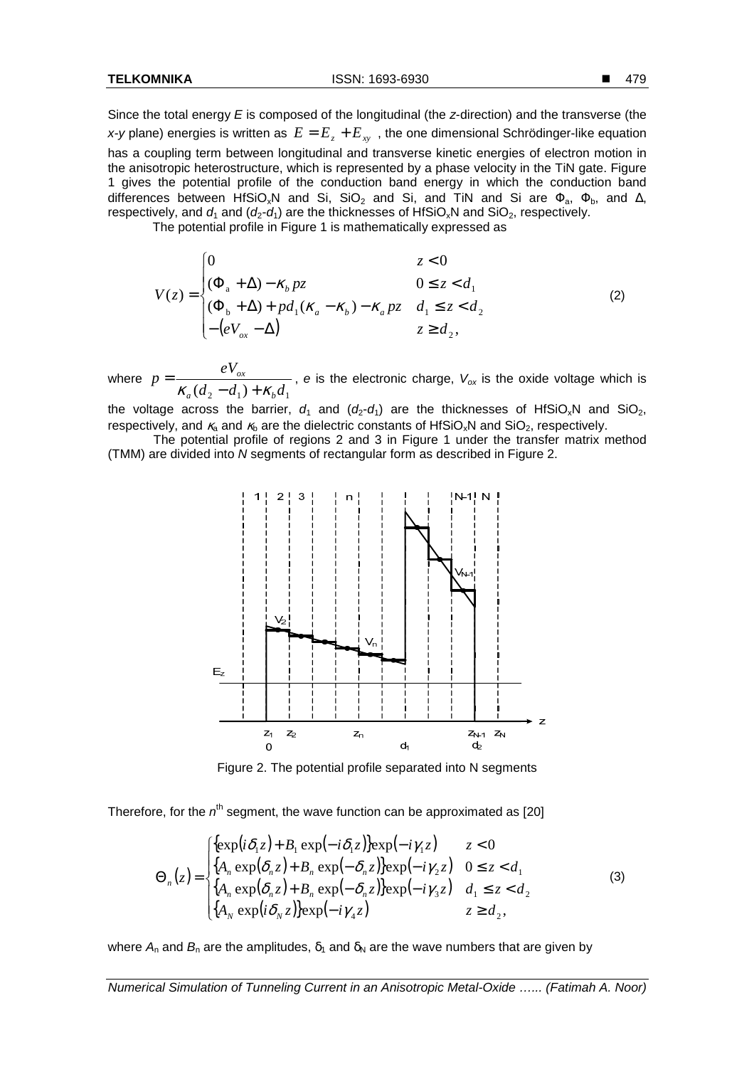Since the total energy $E$ is composed of the longitudinal (the $z$-direction) and the transverse (the $x$-$y$ plane) energies is written as $E = E_z + E_{xy}$ , the one dimensional Schrödinger-like equation has a coupling term between longitudinal and transverse kinetic energies of electron motion in the anisotropic heterostructure, which is represented by a phase velocity in the TiN gate. Figure 1 gives the potential profile of the conduction band energy in which the conduction band differences between $HfSiO_xN$ and Si, $SiO_2$ and Si, and TiN and Si are $\Phi_a$, $\Phi_b$, and $\Delta$, respectively, and $d_1$ and ($d_2$-$d_1$) are the thicknesses of $HfSiO_xN$ and $SiO_2$, respectively.

The potential profile in Figure 1 is mathematically expressed as

$$V(z) = \begin{cases} 0 & z < 0 \\ (\Phi_a + \Delta) - \kappa_b pz & 0 \le z < d_1 \\ (\Phi_b + \Delta) + pd_1(\kappa_a - \kappa_b) - \kappa_a pz & d_1 \le z < d_2 \\ -(eV_{ox} - \Delta) & z \ge d_2, \end{cases} \tag{2}$$

where $p = \dfrac{eV_{ox}}{\kappa_a(d_2 - d_1) + \kappa_b d_1}$ , $e$ is the electronic charge, $V_{ox}$ is the oxide voltage which is the voltage across the barrier, $d_1$ and ($d_2$-$d_1$) are the thicknesses of $HfSiO_xN$ and $SiO_2$, respectively, and $\kappa_a$ and $\kappa_b$ are the dielectric constants of $HfSiO_xN$ and $SiO_2$, respectively.

The potential profile of regions 2 and 3 in Figure 1 under the transfer matrix method (TMM) are divided into $N$ segments of rectangular form as described in Figure 2.

Figure 2. The potential profile separated into N segments

Therefore, for the $n^{th}$ segment, the wave function can be approximated as [20]

$$\Theta_n(z) = \begin{cases} \{\exp(i\delta_1 z) + B_1 \exp(-i\delta_1 z)\}\exp(-i\gamma_1 z) & z < 0 \\ \{A_n \exp(\delta_n z) + B_n \exp(-\delta_n z)\}\exp(-i\gamma_2 z) & 0 \le z < d_1 \\ \{A_n \exp(\delta_n z) + B_n \exp(-\delta_n z)\}\exp(-i\gamma_3 z) & d_1 \le z < d_2 \\ \{A_N \exp(i\delta_N z)\}\exp(-i\gamma_4 z) & z \ge d_2, \end{cases} \tag{3}$$

where $A_n$ and $B_n$ are the amplitudes, $\delta_1$ and $\delta_N$ are the wave numbers that are given by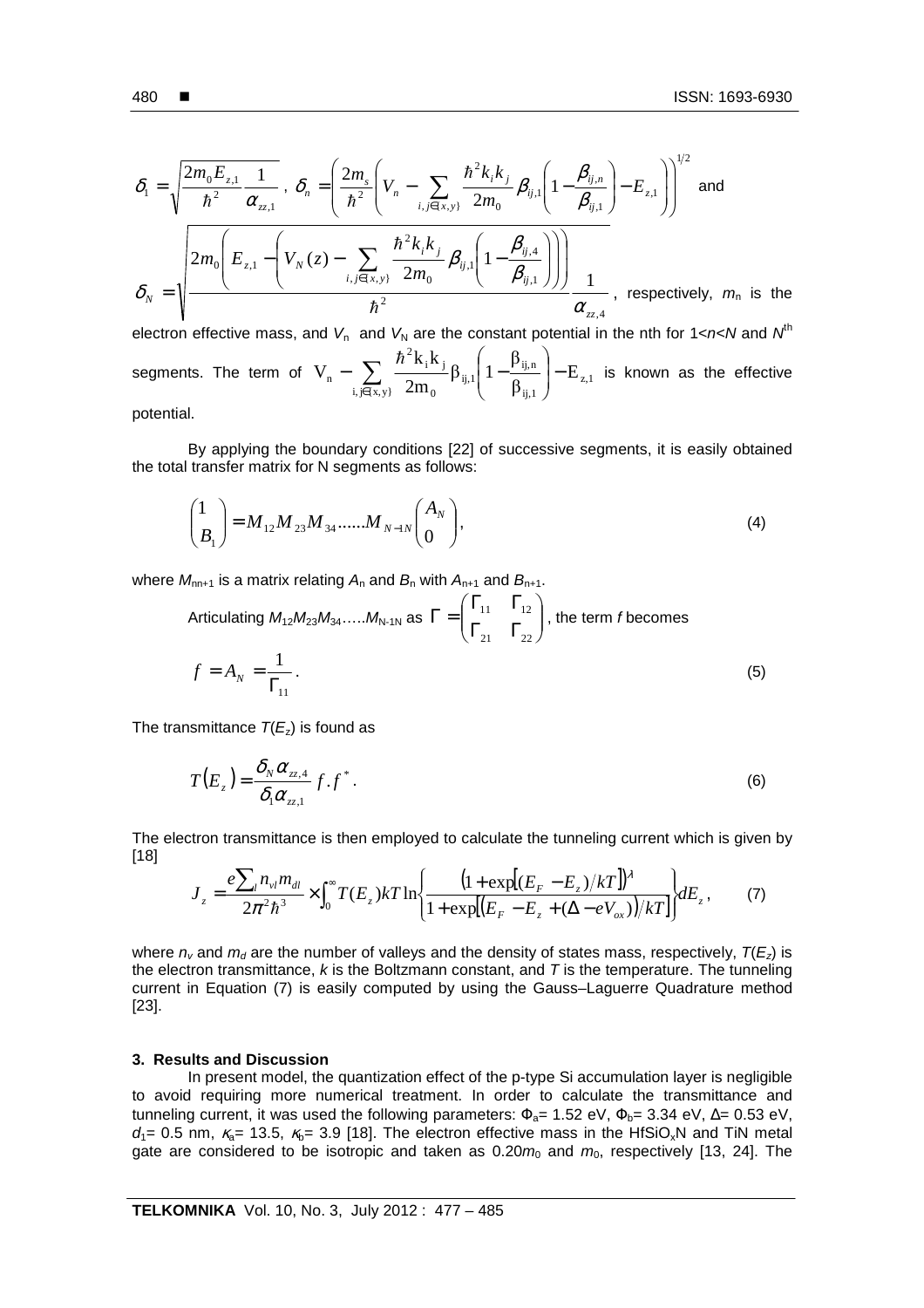$$\delta_1 = \sqrt{\frac{2m_0 E_{z,1}}{\hbar^2}\frac{1}{\alpha_{zz,1}}},\ \delta_n = \left(\frac{2m_s}{\hbar^2}\left(V_n - \sum_{i,j\in\{x,y\}}\frac{\hbar^2 k_i k_j}{2m_0}\beta_{ij,1}\left(1-\frac{\beta_{ij,n}}{\beta_{ij,1}}\right) - E_{z,1}\right)\right)^{1/2}$$ and

$$\delta_N = \sqrt{\frac{2m_0\left(E_{z,1} - \left(V_N(z) - \sum_{i,j\in\{x,y\}}\frac{\hbar^2 k_i k_j}{2m_0}\beta_{ij,1}\left(1-\frac{\beta_{ij,4}}{\beta_{ij,1}}\right)\right)\right)}{\hbar^2}\frac{1}{\alpha_{zz,4}}},$$

respectively, $m_n$ is the electron effective mass, and $V_n$ and $V_N$ are the constant potential in the nth for $1<n<N$ and $N^{th}$ segments. The term of $V_n - \sum_{i,j\in\{x,y\}}\frac{\hbar^2 k_i k_j}{2m_0}\beta_{ij,1}\left(1-\frac{\beta_{ij,n}}{\beta_{ij,1}}\right) - E_{z,1}$ is known as the effective potential.

By applying the boundary conditions [22] of successive segments, it is easily obtained the total transfer matrix for N segments as follows:

$$\begin{pmatrix}1\\ B_1\end{pmatrix} = M_{12}M_{23}M_{34}......M_{N-1N}\begin{pmatrix}A_N\\ 0\end{pmatrix}, \tag{4}$$

where $M_{nn+1}$ is a matrix relating $A_n$ and $B_n$ with $A_{n+1}$ and $B_{n+1}$.

Articulating $M_{12}M_{23}M_{34}.....M_{N-1N}$ as $\Gamma = \begin{pmatrix}\Gamma_{11} & \Gamma_{12}\\ \Gamma_{21} & \Gamma_{22}\end{pmatrix}$, the term $f$ becomes

$$f = A_N = \frac{1}{\Gamma_{11}}. \tag{5}$$

The transmittance $T(E_z)$ is found as

$$T(E_z) = \frac{\delta_N \alpha_{zz,4}}{\delta_1 \alpha_{zz,1}} f.f^*. \tag{6}$$

The electron transmittance is then employed to calculate the tunneling current which is given by [18]

$$J_z = \frac{e\sum_l n_{vl} m_{dl}}{2\pi^2\hbar^3}\times\int_0^\infty T(E_z)kT\ln\left\{\frac{\left(1+\exp[(E_F - E_z)/kT]\right)^\lambda}{1+\exp[(E_F - E_z + (\Delta - eV_{ox}))/kT]}\right\}dE_z, \tag{7}$$

where $n_v$ and $m_d$ are the number of valleys and the density of states mass, respectively, $T(E_z)$ is the electron transmittance, $k$ is the Boltzmann constant, and $T$ is the temperature. The tunneling current in Equation (7) is easily computed by using the Gauss–Laguerre Quadrature method [23].

### 3. Results and Discussion

In present model, the quantization effect of the p-type Si accumulation layer is negligible to avoid requiring more numerical treatment. In order to calculate the transmittance and tunneling current, it was used the following parameters: $\Phi_a$= 1.52 eV, $\Phi_b$= 3.34 eV, $\Delta$= 0.53 eV, $d_1$= 0.5 nm, $\kappa_a$= 13.5, $\kappa_b$= 3.9 [18]. The electron effective mass in the $HfSiO_xN$ and TiN metal gate are considered to be isotropic and taken as $0.20m_0$ and $m_0$, respectively [13, 24]. The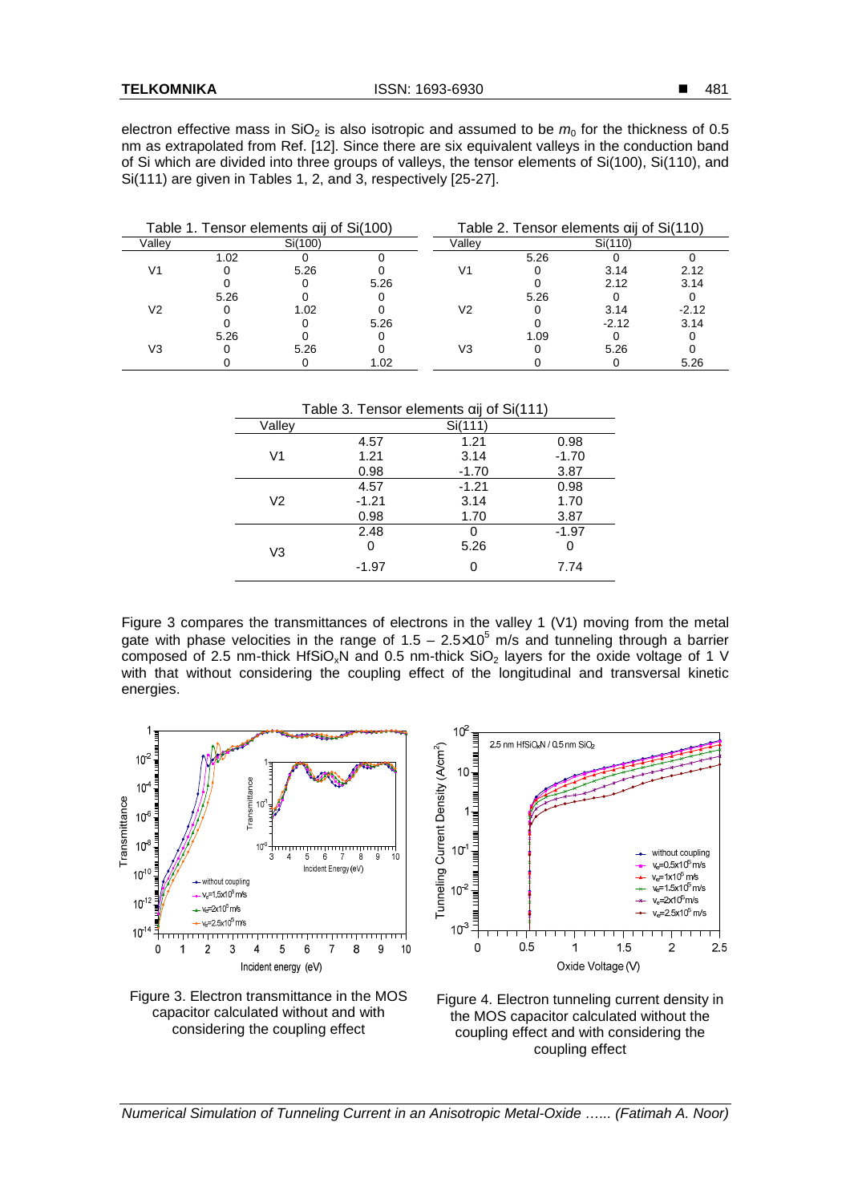electron effective mass in $SiO_2$ is also isotropic and assumed to be $m_0$ for the thickness of 0.5 nm as extrapolated from Ref. [12]. Since there are six equivalent valleys in the conduction band of Si which are divided into three groups of valleys, the tensor elements of Si(100), Si(110), and Si(111) are given in Tables 1, 2, and 3, respectively [25-27].

Table 1. Tensor elements αij of Si(100)

| Valley | Si(100) | | |
|---|---|---|---|
| | 1.02 | 0 | 0 |
| V1 | 0 | 5.26 | 0 |
| | 0 | 0 | 5.26 |
| | 5.26 | 0 | 0 |
| V2 | 0 | 1.02 | 0 |
| | 0 | 0 | 5.26 |
| | 5.26 | 0 | 0 |
| V3 | 0 | 5.26 | 0 |
| | 0 | 0 | 1.02 |

Table 2. Tensor elements αij of Si(110)

| Valley | Si(110) | | |
|---|---|---|---|
| | 5.26 | 0 | 0 |
| V1 | 0 | 3.14 | 2.12 |
| | 0 | 2.12 | 3.14 |
| | 5.26 | 0 | 0 |
| V2 | 0 | 3.14 | -2.12 |
| | 0 | -2.12 | 3.14 |
| | 1.09 | 0 | 0 |
| V3 | 0 | 5.26 | 0 |
| | 0 | 0 | 5.26 |

Table 3. Tensor elements αij of Si(111)

| Valley | Si(111) | | |
|---|---|---|---|
| | 4.57 | 1.21 | 0.98 |
| V1 | 1.21 | 3.14 | -1.70 |
| | 0.98 | -1.70 | 3.87 |
| | 4.57 | -1.21 | 0.98 |
| V2 | -1.21 | 3.14 | 1.70 |
| | 0.98 | 1.70 | 3.87 |
| | 2.48 | 0 | -1.97 |
| V3 | 0 | 5.26 | 0 |
| | -1.97 | 0 | 7.74 |

Figure 3 compares the transmittances of electrons in the valley 1 (V1) moving from the metal gate with phase velocities in the range of 1.5 – 2.5×10$^5$ m/s and tunneling through a barrier composed of 2.5 nm-thick $HfSiO_xN$ and 0.5 nm-thick $SiO_2$ layers for the oxide voltage of 1 V with that without considering the coupling effect of the longitudinal and transversal kinetic energies.

Figure 3. Electron transmittance in the MOS capacitor calculated without and with considering the coupling effect

Figure 4. Electron tunneling current density in the MOS capacitor calculated without the coupling effect and with considering the coupling effect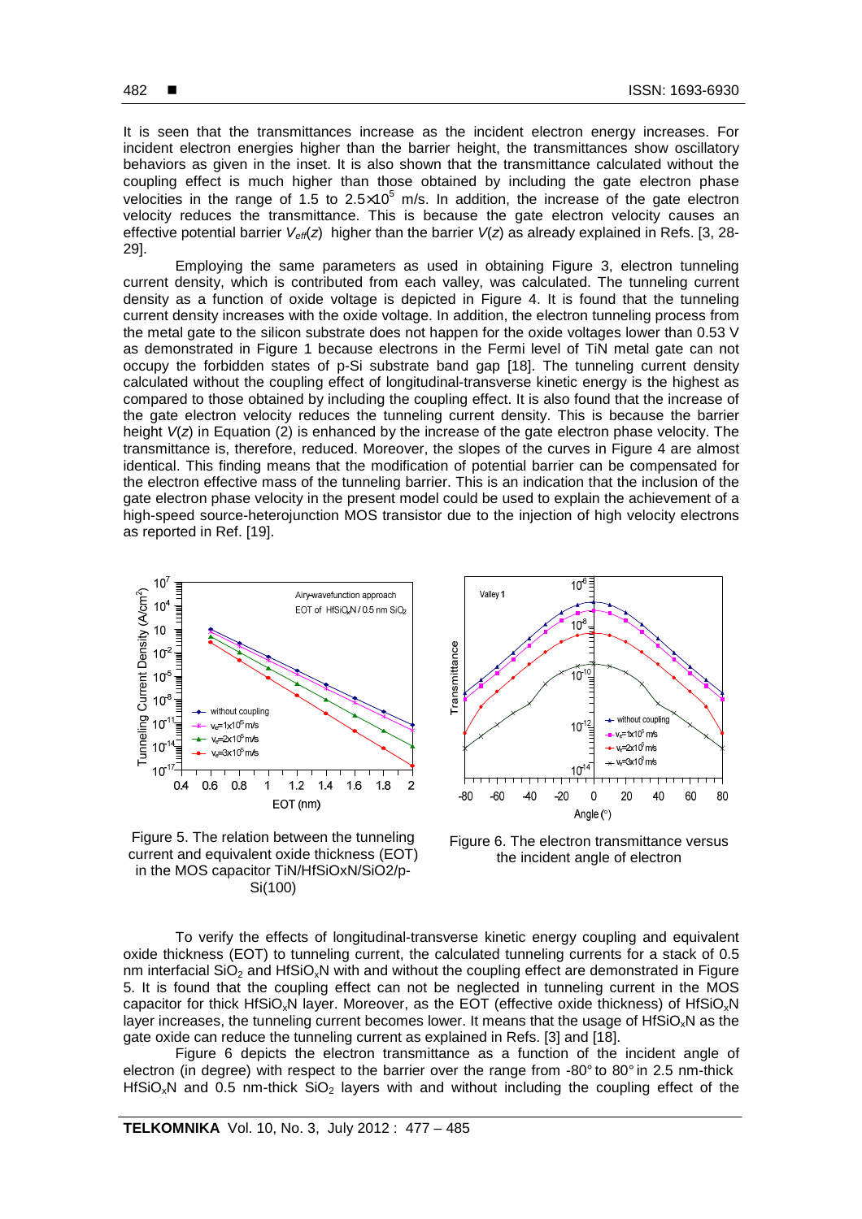It is seen that the transmittances increase as the incident electron energy increases. For incident electron energies higher than the barrier height, the transmittances show oscillatory behaviors as given in the inset. It is also shown that the transmittance calculated without the coupling effect is much higher than those obtained by including the gate electron phase velocities in the range of 1.5 to $2.5\times10^5$ m/s. In addition, the increase of the gate electron velocity reduces the transmittance. This is because the gate electron velocity causes an effective potential barrier $V_{eff}(z)$ higher than the barrier $V(z)$ as already explained in Refs. [3, 28-29].

Employing the same parameters as used in obtaining Figure 3, electron tunneling current density, which is contributed from each valley, was calculated. The tunneling current density as a function of oxide voltage is depicted in Figure 4. It is found that the tunneling current density increases with the oxide voltage. In addition, the electron tunneling process from the metal gate to the silicon substrate does not happen for the oxide voltages lower than 0.53 V as demonstrated in Figure 1 because electrons in the Fermi level of TiN metal gate can not occupy the forbidden states of p-Si substrate band gap [18]. The tunneling current density calculated without the coupling effect of longitudinal-transverse kinetic energy is the highest as compared to those obtained by including the coupling effect. It is also found that the increase of the gate electron velocity reduces the tunneling current density. This is because the barrier height $V(z)$ in Equation (2) is enhanced by the increase of the gate electron phase velocity. The transmittance is, therefore, reduced. Moreover, the slopes of the curves in Figure 4 are almost identical. This finding means that the modification of potential barrier can be compensated for the electron effective mass of the tunneling barrier. This is an indication that the inclusion of the gate electron phase velocity in the present model could be used to explain the achievement of a high-speed source-heterojunction MOS transistor due to the injection of high velocity electrons as reported in Ref. [19].

Figure 5. The relation between the tunneling current and equivalent oxide thickness (EOT) in the MOS capacitor TiN/HfSiOxN/SiO2/p-Si(100)

Figure 6. The electron transmittance versus the incident angle of electron

To verify the effects of longitudinal-transverse kinetic energy coupling and equivalent oxide thickness (EOT) to tunneling current, the calculated tunneling currents for a stack of 0.5 nm interfacial $SiO_2$ and $HfSiO_xN$ with and without the coupling effect are demonstrated in Figure 5. It is found that the coupling effect can not be neglected in tunneling current in the MOS capacitor for thick $HfSiO_xN$ layer. Moreover, as the EOT (effective oxide thickness) of $HfSiO_xN$ layer increases, the tunneling current becomes lower. It means that the usage of $HfSiO_xN$ as the gate oxide can reduce the tunneling current as explained in Refs. [3] and [18].

Figure 6 depicts the electron transmittance as a function of the incident angle of electron (in degree) with respect to the barrier over the range from -80° to 80° in 2.5 nm-thick $HfSiO_xN$ and 0.5 nm-thick $SiO_2$ layers with and without including the coupling effect of the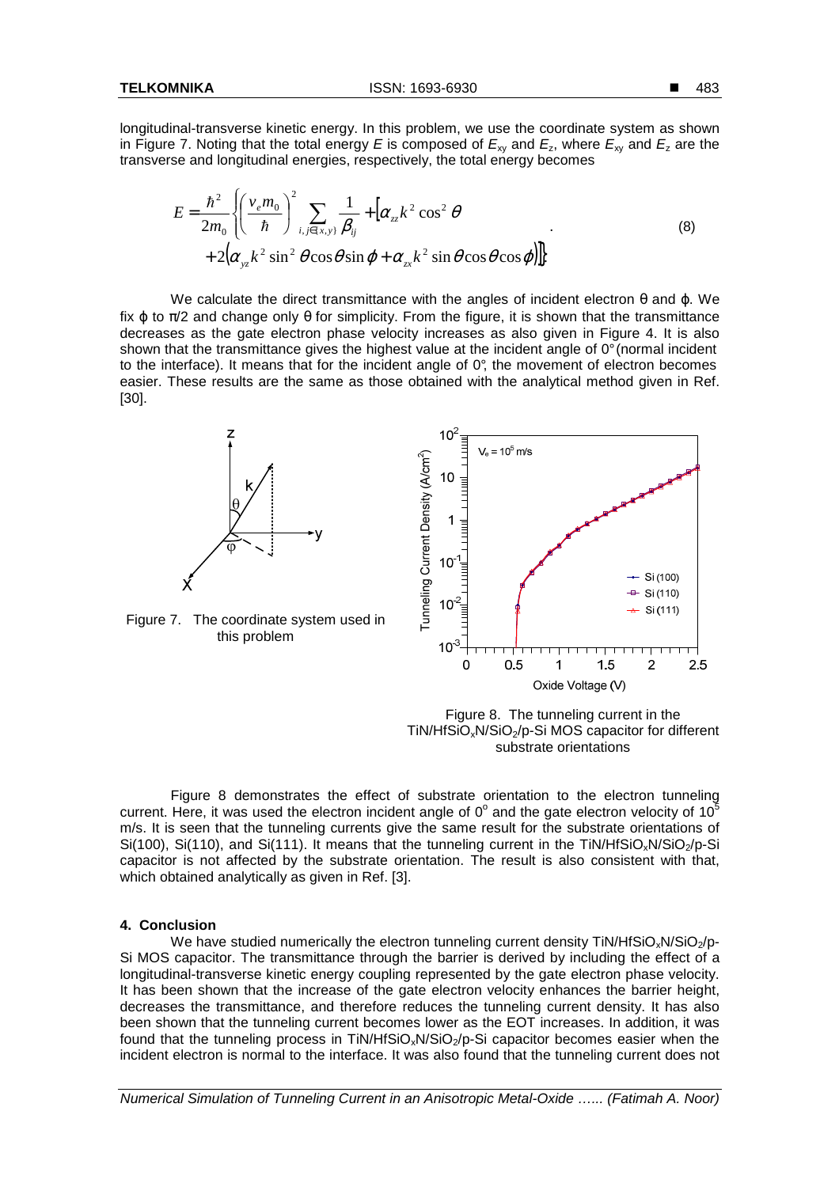longitudinal-transverse kinetic energy. In this problem, we use the coordinate system as shown in Figure 7. Noting that the total energy $E$ is composed of $E_{xy}$ and $E_z$, where $E_{xy}$ and $E_z$ are the transverse and longitudinal energies, respectively, the total energy becomes

$$E = \frac{\hbar^2}{2m_0}\left\{\left(\frac{v_e m_0}{\hbar}\right)^2 \sum_{i,j\in\{x,y\}} \frac{1}{\beta_{ij}} + \left[\alpha_{zz}k^2\cos^2\theta + 2\left(\alpha_{yz}k^2\sin^2\theta\cos\theta\sin\varphi + \alpha_{zx}k^2\sin\theta\cos\theta\cos\varphi\right)\right]\right\}. \tag{8}$$

We calculate the direct transmittance with the angles of incident electron θ and ϕ. We fix ϕ to π/2 and change only θ for simplicity. From the figure, it is shown that the transmittance decreases as the gate electron phase velocity increases as also given in Figure 4. It is also shown that the transmittance gives the highest value at the incident angle of 0° (normal incident to the interface). It means that for the incident angle of 0°, the movement of electron becomes easier. These results are the same as those obtained with the analytical method given in Ref. [30].

Figure 7. The coordinate system used in this problem

Figure 8. The tunneling current in the $TiN/HfSiO_xN/SiO_2$/p-Si MOS capacitor for different substrate orientations

Figure 8 demonstrates the effect of substrate orientation to the electron tunneling current. Here, it was used the electron incident angle of $0^o$ and the gate electron velocity of $10^5$ m/s. It is seen that the tunneling currents give the same result for the substrate orientations of Si(100), Si(110), and Si(111). It means that the tunneling current in the $TiN/HfSiO_xN/SiO_2$/p-Si capacitor is not affected by the substrate orientation. The result is also consistent with that, which obtained analytically as given in Ref. [3].

## 4. Conclusion

We have studied numerically the electron tunneling current density $TiN/HfSiO_xN/SiO_2$/p-Si MOS capacitor. The transmittance through the barrier is derived by including the effect of a longitudinal-transverse kinetic energy coupling represented by the gate electron phase velocity. It has been shown that the increase of the gate electron velocity enhances the barrier height, decreases the transmittance, and therefore reduces the tunneling current density. It has also been shown that the tunneling current becomes lower as the EOT increases. In addition, it was found that the tunneling process in $TiN/HfSiO_xN/SiO_2$/p-Si capacitor becomes easier when the incident electron is normal to the interface. It was also found that the tunneling current does not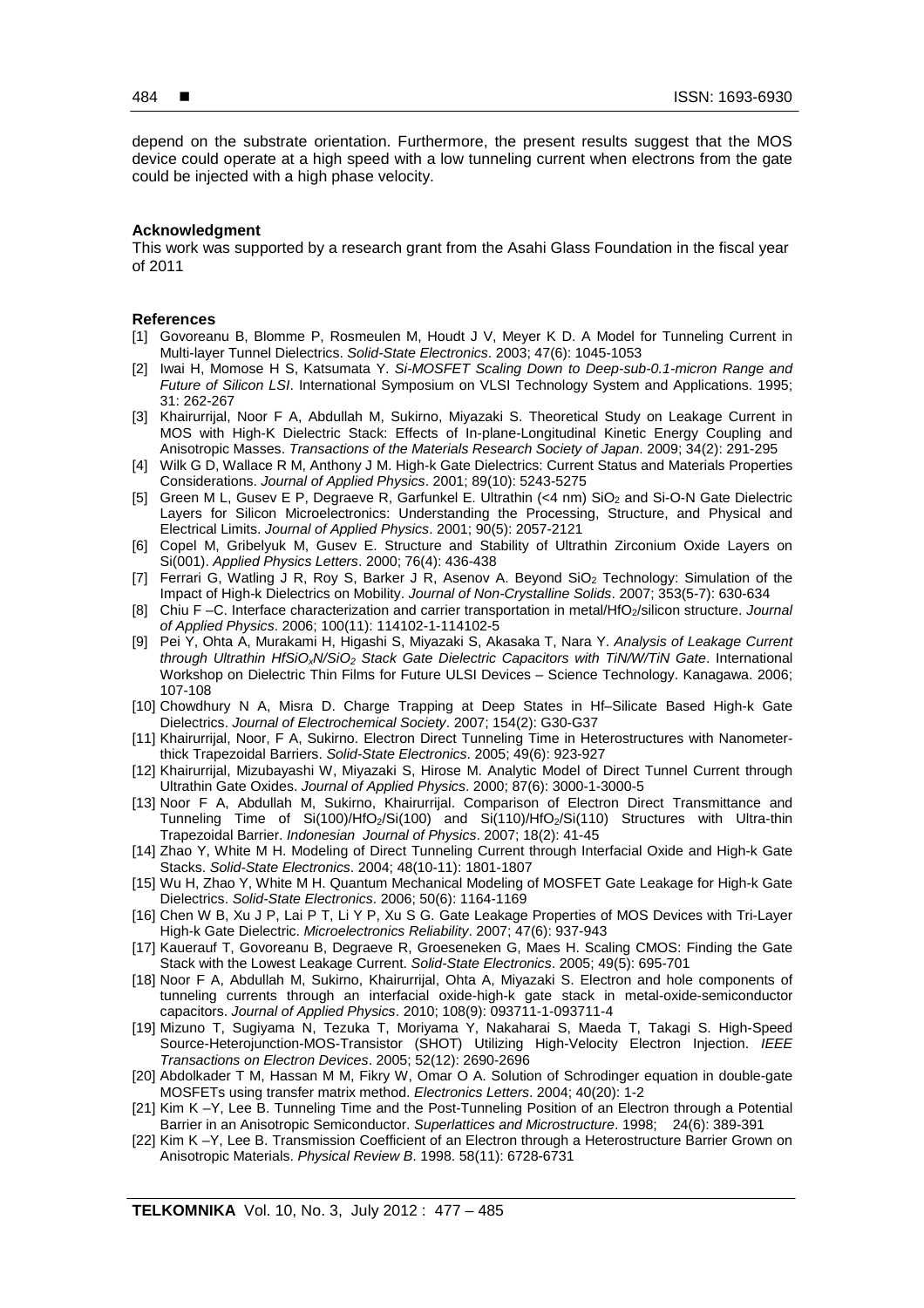depend on the substrate orientation. Furthermore, the present results suggest that the MOS device could operate at a high speed with a low tunneling current when electrons from the gate could be injected with a high phase velocity.

### Acknowledgment

This work was supported by a research grant from the Asahi Glass Foundation in the fiscal year of 2011

### References

[1] Govoreanu B, Blomme P, Rosmeulen M, Houdt J V, Meyer K D. A Model for Tunneling Current in Multi-layer Tunnel Dielectrics. *Solid-State Electronics*. 2003; 47(6): 1045-1053

[2] Iwai H, Momose H S, Katsumata Y. *Si-MOSFET Scaling Down to Deep-sub-0.1-micron Range and Future of Silicon LSI*. International Symposium on VLSI Technology System and Applications. 1995; 31: 262-267

[3] Khairurrijal, Noor F A, Abdullah M, Sukirno, Miyazaki S. Theoretical Study on Leakage Current in MOS with High-K Dielectric Stack: Effects of In-plane-Longitudinal Kinetic Energy Coupling and Anisotropic Masses. *Transactions of the Materials Research Society of Japan*. 2009; 34(2): 291-295

[4] Wilk G D, Wallace R M, Anthony J M. High-k Gate Dielectrics: Current Status and Materials Properties Considerations. *Journal of Applied Physics*. 2001; 89(10): 5243-5275

[5] Green M L, Gusev E P, Degraeve R, Garfunkel E. Ultrathin (<4 nm) $SiO_2$ and Si-O-N Gate Dielectric Layers for Silicon Microelectronics: Understanding the Processing, Structure, and Physical and Electrical Limits. *Journal of Applied Physics*. 2001; 90(5): 2057-2121

[6] Copel M, Gribelyuk M, Gusev E. Structure and Stability of Ultrathin Zirconium Oxide Layers on Si(001). *Applied Physics Letters*. 2000; 76(4): 436-438

[7] Ferrari G, Watling J R, Roy S, Barker J R, Asenov A. Beyond $SiO_2$ Technology: Simulation of the Impact of High-k Dielectrics on Mobility. *Journal of Non-Crystalline Solids*. 2007; 353(5-7): 630-634

[8] Chiu F –C. Interface characterization and carrier transportation in metal/$HfO_2$/silicon structure. *Journal of Applied Physics*. 2006; 100(11): 114102-1-114102-5

[9] Pei Y, Ohta A, Murakami H, Higashi S, Miyazaki S, Akasaka T, Nara Y. *Analysis of Leakage Current through Ultrathin $HfSiO_xN/SiO_2$ Stack Gate Dielectric Capacitors with TiN/W/TiN Gate*. International Workshop on Dielectric Thin Films for Future ULSI Devices – Science Technology. Kanagawa. 2006; 107-108

[10] Chowdhury N A, Misra D. Charge Trapping at Deep States in Hf–Silicate Based High-k Gate Dielectrics. *Journal of Electrochemical Society*. 2007; 154(2): G30-G37

[11] Khairurrijal, Noor, F A, Sukirno. Electron Direct Tunneling Time in Heterostructures with Nanometer-thick Trapezoidal Barriers. *Solid-State Electronics*. 2005; 49(6): 923-927

[12] Khairurrijal, Mizubayashi W, Miyazaki S, Hirose M. Analytic Model of Direct Tunnel Current through Ultrathin Gate Oxides. *Journal of Applied Physics*. 2000; 87(6): 3000-1-3000-5

[13] Noor F A, Abdullah M, Sukirno, Khairurrijal. Comparison of Electron Direct Transmittance and Tunneling Time of Si(100)/$HfO_2$/Si(100) and Si(110)/$HfO_2$/Si(110) Structures with Ultra-thin Trapezoidal Barrier. *Indonesian Journal of Physics*. 2007; 18(2): 41-45

[14] Zhao Y, White M H. Modeling of Direct Tunneling Current through Interfacial Oxide and High-k Gate Stacks. *Solid-State Electronics*. 2004; 48(10-11): 1801-1807

[15] Wu H, Zhao Y, White M H. Quantum Mechanical Modeling of MOSFET Gate Leakage for High-k Gate Dielectrics. *Solid-State Electronics*. 2006; 50(6): 1164-1169

[16] Chen W B, Xu J P, Lai P T, Li Y P, Xu S G. Gate Leakage Properties of MOS Devices with Tri-Layer High-k Gate Dielectric. *Microelectronics Reliability*. 2007; 47(6): 937-943

[17] Kauerauf T, Govoreanu B, Degraeve R, Groeseneken G, Maes H. Scaling CMOS: Finding the Gate Stack with the Lowest Leakage Current. *Solid-State Electronics*. 2005; 49(5): 695-701

[18] Noor F A, Abdullah M, Sukirno, Khairurrijal, Ohta A, Miyazaki S. Electron and hole components of tunneling currents through an interfacial oxide-high-k gate stack in metal-oxide-semiconductor capacitors. *Journal of Applied Physics*. 2010; 108(9): 093711-1-093711-4

[19] Mizuno T, Sugiyama N, Tezuka T, Moriyama Y, Nakaharai S, Maeda T, Takagi S. High-Speed Source-Heterojunction-MOS-Transistor (SHOT) Utilizing High-Velocity Electron Injection. *IEEE Transactions on Electron Devices*. 2005; 52(12): 2690-2696

[20] Abdolkader T M, Hassan M M, Fikry W, Omar O A. Solution of Schrodinger equation in double-gate MOSFETs using transfer matrix method. *Electronics Letters*. 2004; 40(20): 1-2

[21] Kim K –Y, Lee B. Tunneling Time and the Post-Tunneling Position of an Electron through a Potential Barrier in an Anisotropic Semiconductor. *Superlattices and Microstructure*. 1998; 24(6): 389-391

[22] Kim K –Y, Lee B. Transmission Coefficient of an Electron through a Heterostructure Barrier Grown on Anisotropic Materials. *Physical Review B*. 1998. 58(11): 6728-6731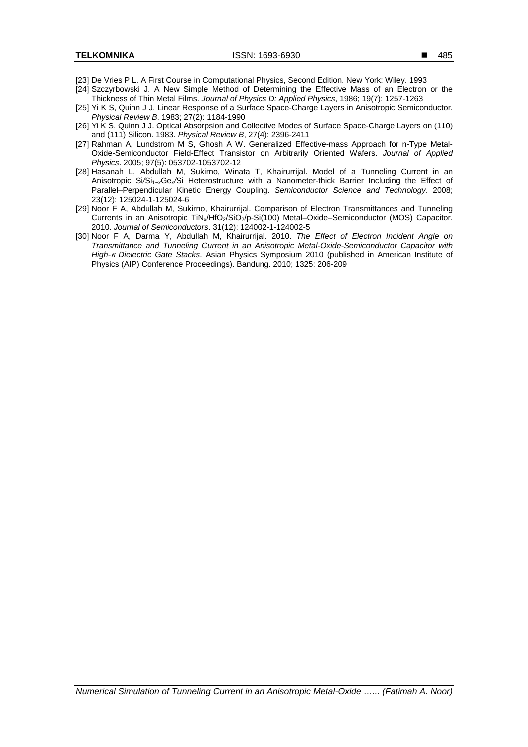[23] De Vries P L. A First Course in Computational Physics, Second Edition. New York: Wiley. 1993

[24] Szczyrbowski J. A New Simple Method of Determining the Effective Mass of an Electron or the Thickness of Thin Metal Films. *Journal of Physics D: Applied Physics*, 1986; 19(7): 1257-1263

[25] Yi K S, Quinn J J. Linear Response of a Surface Space-Charge Layers in Anisotropic Semiconductor. *Physical Review B*. 1983; 27(2): 1184-1990

[26] Yi K S, Quinn J J. Optical Absorpsion and Collective Modes of Surface Space-Charge Layers on (110) and (111) Silicon. 1983. *Physical Review B*, 27(4): 2396-2411

[27] Rahman A, Lundstrom M S, Ghosh A W. Generalized Effective-mass Approach for n-Type Metal-Oxide-Semiconductor Field-Effect Transistor on Arbitrarily Oriented Wafers. *Journal of Applied Physics*. 2005; 97(5): 053702-1053702-12

[28] Hasanah L, Abdullah M, Sukirno, Winata T, Khairurrijal. Model of a Tunneling Current in an Anisotropic $Si/Si_{1-x}Ge_x/Si$ Heterostructure with a Nanometer-thick Barrier Including the Effect of Parallel–Perpendicular Kinetic Energy Coupling. *Semiconductor Science and Technology*. 2008; 23(12): 125024-1-125024-6

[29] Noor F A, Abdullah M, Sukirno, Khairurrijal. Comparison of Electron Transmittances and Tunneling Currents in an Anisotropic $TiN_x/HfO_2/SiO_2$/p-Si(100) Metal–Oxide–Semiconductor (MOS) Capacitor. 2010. *Journal of Semiconductors*. 31(12): 124002-1-124002-5

[30] Noor F A, Darma Y, Abdullah M, Khairurrijal. 2010. *The Effect of Electron Incident Angle on Transmittance and Tunneling Current in an Anisotropic Metal-Oxide-Semiconductor Capacitor with High-$\kappa$ Dielectric Gate Stacks*. Asian Physics Symposium 2010 (published in American Institute of Physics (AIP) Conference Proceedings). Bandung. 2010; 1325: 206-209